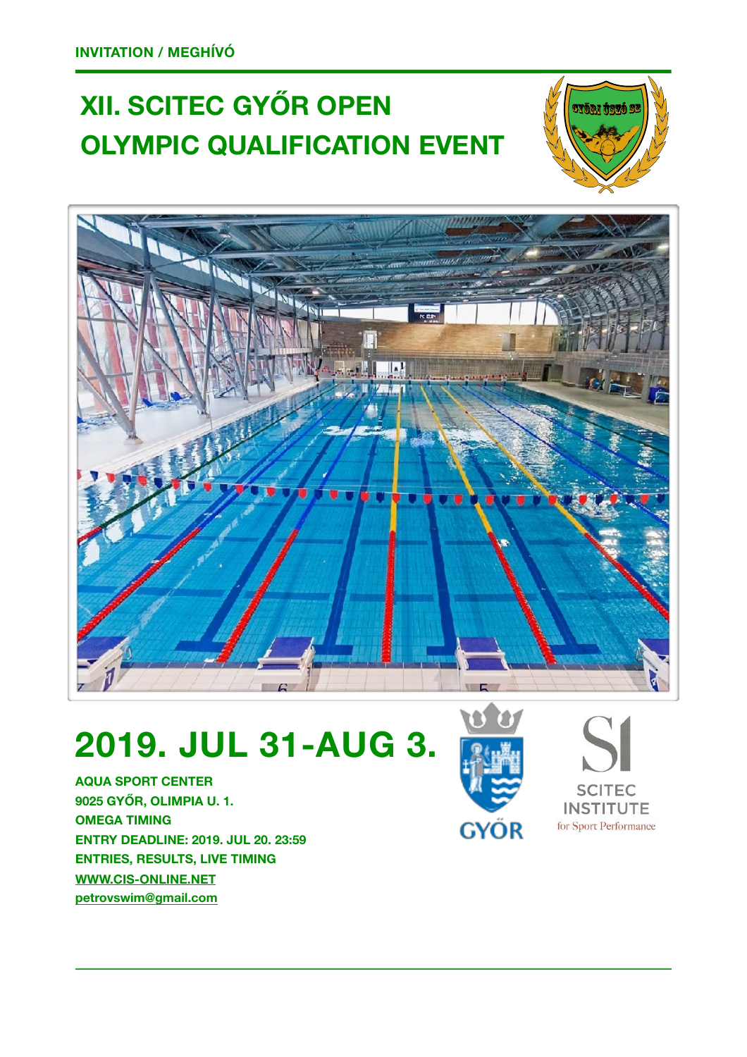INVITATION / MEGHÍVÓ

# XII. SCITEC GYŐR OPEN
# OLYMPIC QUALIFICATION EVENT

# 2019. JUL 31-AUG 3.

**AQUA SPORT CENTER**
**9025 GYŐR, OLIMPIA U. 1.**
**OMEGA TIMING**
**ENTRY DEADLINE: 2019. JUL 20. 23:59**
**ENTRIES, RESULTS, LIVE TIMING**
**WWW.CIS-ONLINE.NET**
**petrovswim@gmail.com**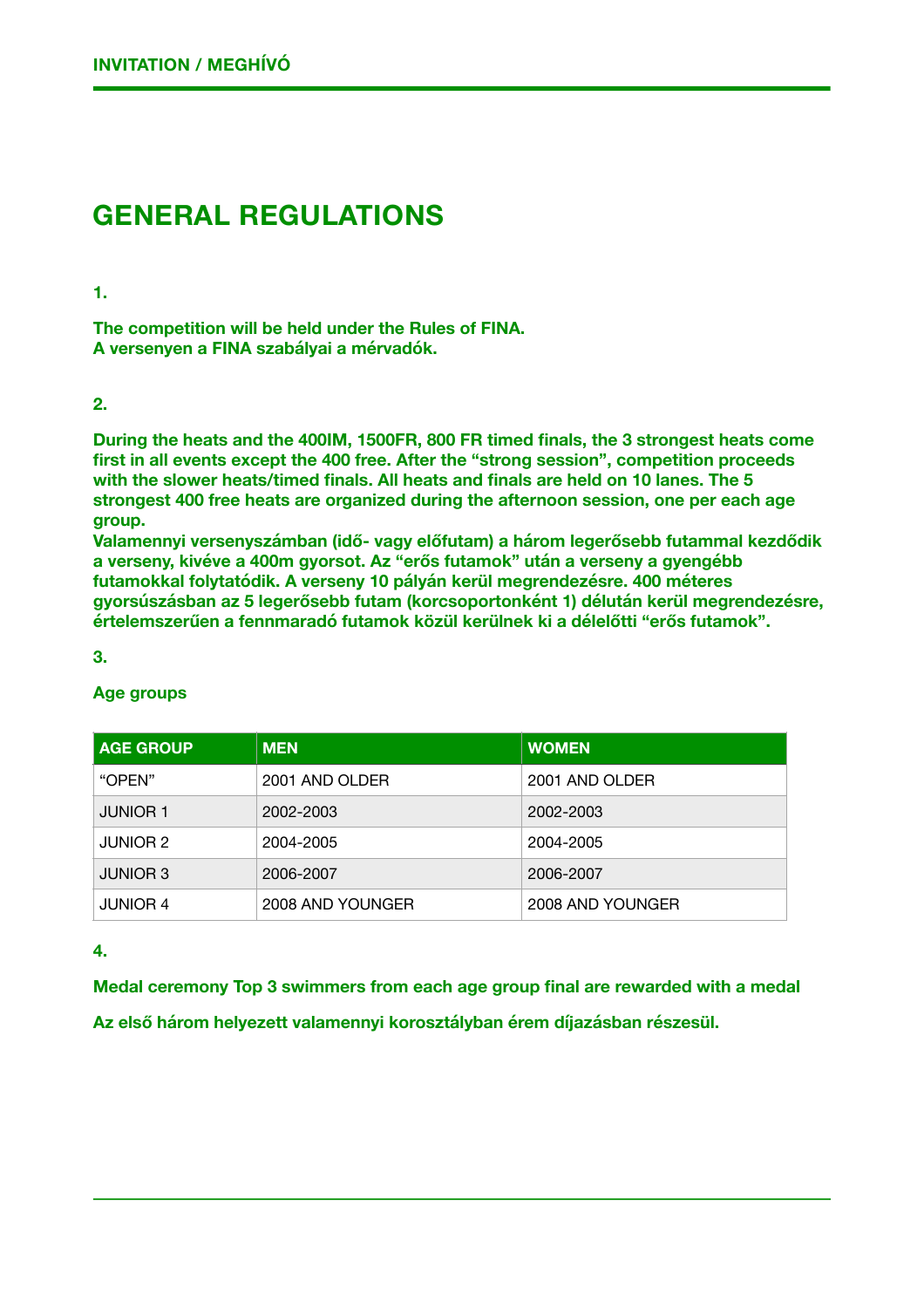# GENERAL REGULATIONS

**1.**

**The competition will be held under the Rules of FINA.**
**A versenyen a FINA szabályai a mérvadók.**

**2.**

**During the heats and the 400IM, 1500FR, 800 FR timed finals, the 3 strongest heats come first in all events except the 400 free. After the “strong session”, competition proceeds with the slower heats/timed finals. All heats and finals are held on 10 lanes. The 5 strongest 400 free heats are organized during the afternoon session, one per each age group.**
**Valamennyi versenyszámban (idő- vagy előfutam) a három legerősebb futammal kezdődik a verseny, kivéve a 400m gyorsot. Az “erős futamok” után a verseny a gyengébb futamokkal folytatódik. A verseny 10 pályán kerül megrendezésre. 400 méteres gyorsúszásban az 5 legerősebb futam (korcsoportonként 1) délután kerül megrendezésre, értelemszerűen a fennmaradó futamok közül kerülnek ki a délelőtti “erős futamok”.**

**3.**

**Age groups**

| AGE GROUP | MEN | WOMEN |
|---|---|---|
| “OPEN” | 2001 AND OLDER | 2001 AND OLDER |
| JUNIOR 1 | 2002-2003 | 2002-2003 |
| JUNIOR 2 | 2004-2005 | 2004-2005 |
| JUNIOR 3 | 2006-2007 | 2006-2007 |
| JUNIOR 4 | 2008 AND YOUNGER | 2008 AND YOUNGER |

**4.**

**Medal ceremony Top 3 swimmers from each age group final are rewarded with a medal**

**Az első három helyezett valamennyi korosztályban érem díjazásban részesül.**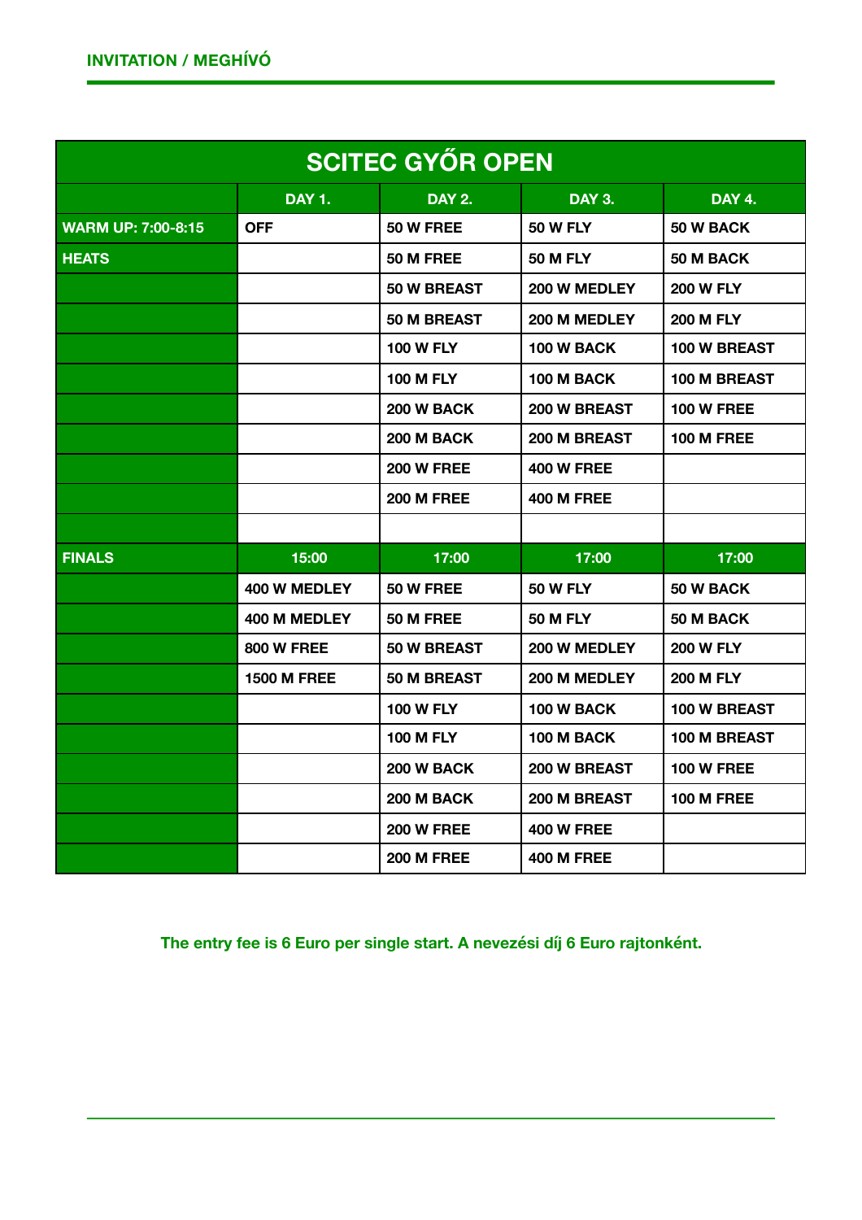INVITATION / MEGHÍVÓ

| SCITEC GYŐR OPEN | | | | |
|---|---|---|---|---|
| | DAY 1. | DAY 2. | DAY 3. | DAY 4. |
| WARM UP: 7:00-8:15 | OFF | 50 W FREE | 50 W FLY | 50 W BACK |
| HEATS | | 50 M FREE | 50 M FLY | 50 M BACK |
| | | 50 W BREAST | 200 W MEDLEY | 200 W FLY |
| | | 50 M BREAST | 200 M MEDLEY | 200 M FLY |
| | | 100 W FLY | 100 W BACK | 100 W BREAST |
| | | 100 M FLY | 100 M BACK | 100 M BREAST |
| | | 200 W BACK | 200 W BREAST | 100 W FREE |
| | | 200 M BACK | 200 M BREAST | 100 M FREE |
| | | 200 W FREE | 400 W FREE | |
| | | 200 M FREE | 400 M FREE | |
| | | | | |
| FINALS | 15:00 | 17:00 | 17:00 | 17:00 |
| | 400 W MEDLEY | 50 W FREE | 50 W FLY | 50 W BACK |
| | 400 M MEDLEY | 50 M FREE | 50 M FLY | 50 M BACK |
| | 800 W FREE | 50 W BREAST | 200 W MEDLEY | 200 W FLY |
| | 1500 M FREE | 50 M BREAST | 200 M MEDLEY | 200 M FLY |
| | | 100 W FLY | 100 W BACK | 100 W BREAST |
| | | 100 M FLY | 100 M BACK | 100 M BREAST |
| | | 200 W BACK | 200 W BREAST | 100 W FREE |
| | | 200 M BACK | 200 M BREAST | 100 M FREE |
| | | 200 W FREE | 400 W FREE | |
| | | 200 M FREE | 400 M FREE | |

The entry fee is 6 Euro per single start. A nevezési díj 6 Euro rajtonként.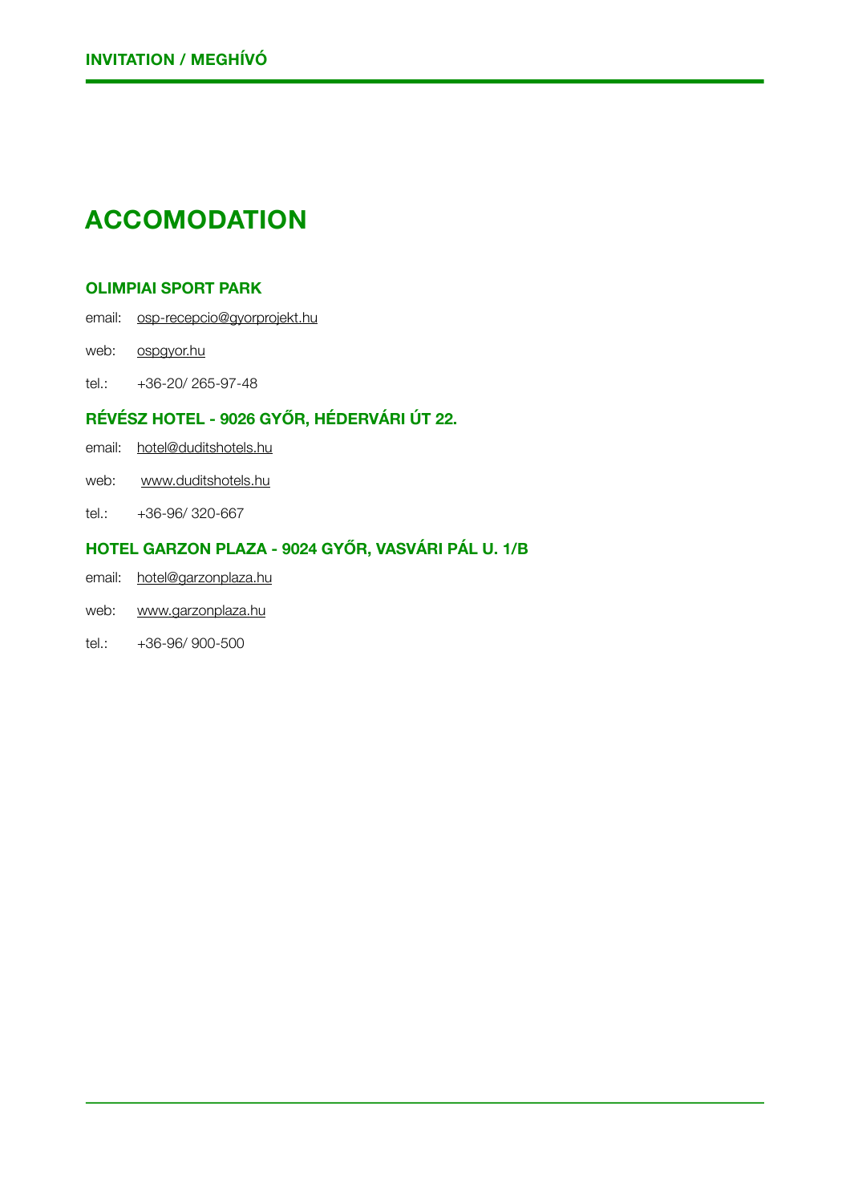# ACCOMODATION

### OLIMPIAI SPORT PARK

email: osp-recepcio@gyorprojekt.hu

web: ospgyor.hu

tel.: +36-20/ 265-97-48

### RÉVÉSZ HOTEL - 9026 GYŐR, HÉDERVÁRI ÚT 22.

email: hotel@duditshotels.hu

web: www.duditshotels.hu

tel.: +36-96/ 320-667

### HOTEL GARZON PLAZA - 9024 GYŐR, VASVÁRI PÁL U. 1/B

email: hotel@garzonplaza.hu

web: www.garzonplaza.hu

tel.: +36-96/ 900-500